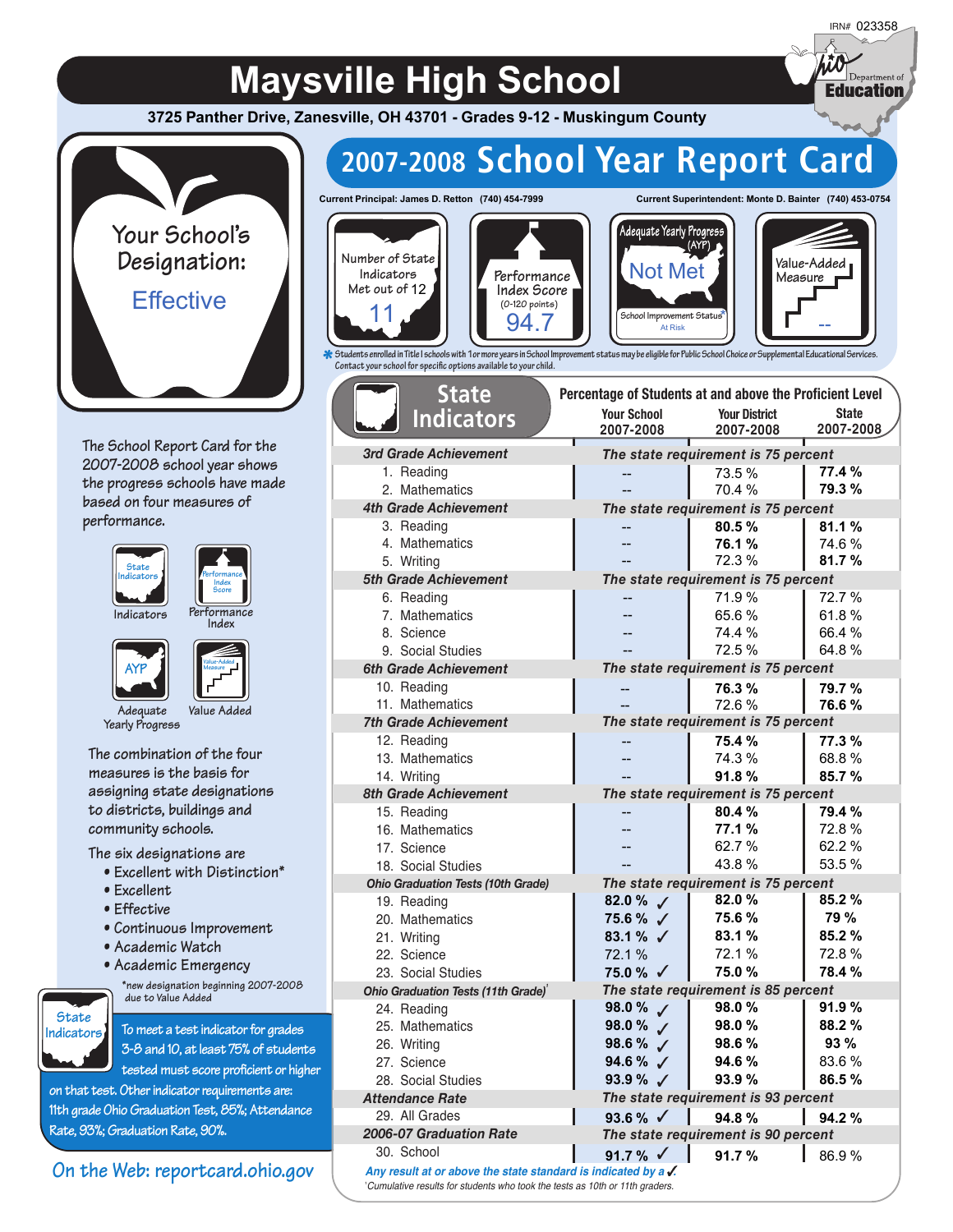IRN# 023358

# Maysville High School

**3725 Panther Drive, Zanesville, OH 43701 - Grades 9-12 - Muskingum County**

## 2007-2008 School Year Report Card

**Current Principal: James D. Retton (740) 454-7999**

**Current Superintendent: Monte D. Bainter (740) 453-0754**

Your School's Designation: **Effective**

| Number of State Indicators Met out of 12 | Performance Index Score (0-120 points) | Adequate Yearly Progress (AYP) | Value-Added Measure |
|---|---|---|---|
| 11 | 94.7 | Not Met<br>School Improvement Status*: At Risk | -- |

\* Students enrolled in Title I schools with 1 or more years in School Improvement status may be eligible for Public School Choice or Supplemental Educational Services. Contact your school for specific options available to your child.

The School Report Card for the 2007-2008 school year shows the progress schools have made based on four measures of performance.

- Indicators
- Performance Index
- Adequate Yearly Progress
- Value Added

The combination of the four measures is the basis for assigning state designations to districts, buildings and community schools.

The six designations are

- Excellent with Distinction*
- Excellent
- Effective
- Continuous Improvement
- Academic Watch
- Academic Emergency

*new designation beginning 2007-2008 due to Value Added

**State Indicators**

To meet a test indicator for grades 3-8 and 10, at least 75% of students tested must score proficient or higher on that test. Other indicator requirements are: 11th grade Ohio Graduation Test, 85%; Attendance Rate, 93%; Graduation Rate, 90%.

On the Web: reportcard.ohio.gov

### State Indicators

Percentage of Students at and above the Proficient Level

| State Indicators | Your School 2007-2008 | Your District 2007-2008 | State 2007-2008 |
|---|---|---|---|
| ***3rd Grade Achievement*** | *The state requirement is 75 percent* | | |
| 1. Reading | -- | 73.5 % | **77.4 %** |
| 2. Mathematics | -- | 70.4 % | **79.3 %** |
| ***4th Grade Achievement*** | *The state requirement is 75 percent* | | |
| 3. Reading | -- | **80.5 %** | **81.1 %** |
| 4. Mathematics | -- | **76.1 %** | 74.6 % |
| 5. Writing | -- | 72.3 % | **81.7 %** |
| ***5th Grade Achievement*** | *The state requirement is 75 percent* | | |
| 6. Reading | -- | 71.9 % | 72.7 % |
| 7. Mathematics | -- | 65.6 % | 61.8 % |
| 8. Science | -- | 74.4 % | 66.4 % |
| 9. Social Studies | -- | 72.5 % | 64.8 % |
| ***6th Grade Achievement*** | *The state requirement is 75 percent* | | |
| 10. Reading | -- | **76.3 %** | **79.7 %** |
| 11. Mathematics | -- | 72.6 % | **76.6 %** |
| ***7th Grade Achievement*** | *The state requirement is 75 percent* | | |
| 12. Reading | -- | **75.4 %** | **77.3 %** |
| 13. Mathematics | -- | 74.3 % | 68.8 % |
| 14. Writing | -- | **91.8 %** | **85.7 %** |
| ***8th Grade Achievement*** | *The state requirement is 75 percent* | | |
| 15. Reading | -- | **80.4 %** | **79.4 %** |
| 16. Mathematics | -- | **77.1 %** | 72.8 % |
| 17. Science | -- | 62.7 % | 62.2 % |
| 18. Social Studies | -- | 43.8 % | 53.5 % |
| ***Ohio Graduation Tests (10th Grade)*** | *The state requirement is 75 percent* | | |
| 19. Reading | **82.0 %** ✓ | **82.0 %** | **85.2 %** |
| 20. Mathematics | **75.6 %** ✓ | **75.6 %** | **79 %** |
| 21. Writing | **83.1 %** ✓ | **83.1 %** | **85.2 %** |
| 22. Science | 72.1 % | 72.1 % | 72.8 % |
| 23. Social Studies | **75.0 %** ✓ | **75.0 %** | **78.4 %** |
| ***Ohio Graduation Tests (11th Grade)[1]*** | *The state requirement is 85 percent* | | |
| 24. Reading | **98.0 %** ✓ | **98.0 %** | **91.9 %** |
| 25. Mathematics | **98.0 %** ✓ | **98.0 %** | **88.2 %** |
| 26. Writing | **98.6 %** ✓ | **98.6 %** | **93 %** |
| 27. Science | **94.6 %** ✓ | **94.6 %** | 83.6 % |
| 28. Social Studies | **93.9 %** ✓ | **93.9 %** | **86.5 %** |
| ***Attendance Rate*** | *The state requirement is 93 percent* | | |
| 29. All Grades | **93.6 %** ✓ | **94.8 %** | **94.2 %** |
| ***2006-07 Graduation Rate*** | *The state requirement is 90 percent* | | |
| 30. School | **91.7 %** ✓ | **91.7 %** | 86.9 % |

*Any result at or above the state standard is indicated by a ✓.*

[1] Cumulative results for students who took the tests as 10th or 11th graders.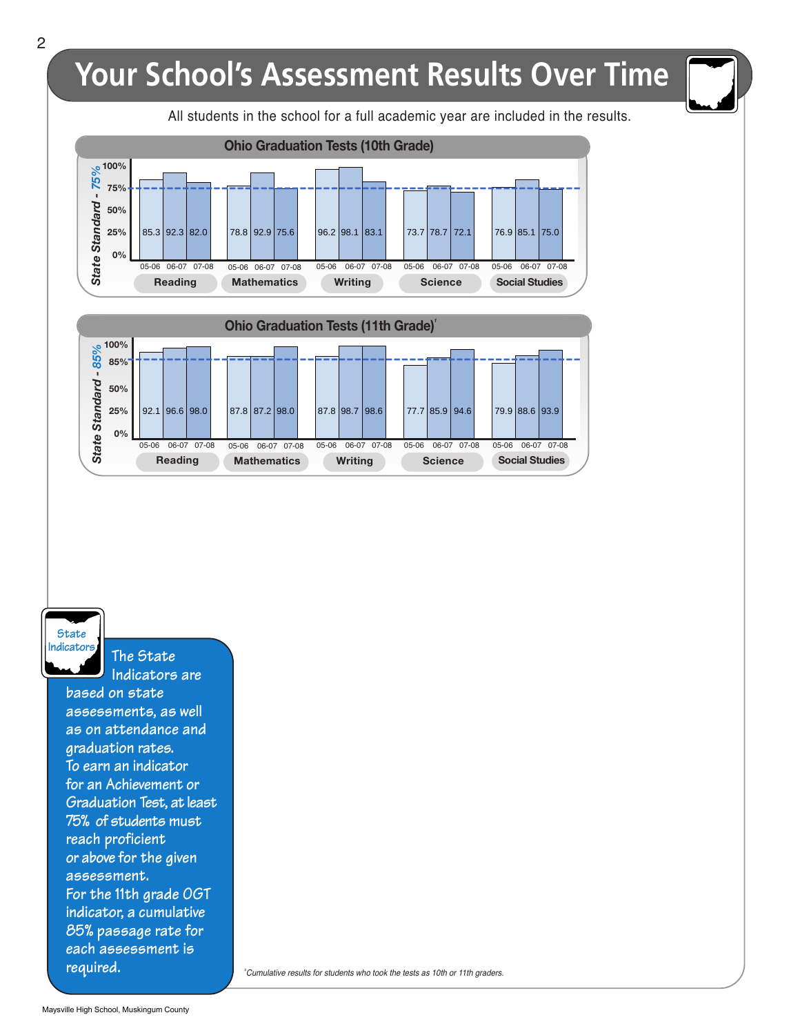# Your School's Assessment Results Over Time

All students in the school for a full academic year are included in the results.

## Ohio Graduation Tests (10th Grade)

State Standard - 75%

| Subject | 05-06 | 06-07 | 07-08 |
|---|---|---|---|
| Reading | 85.3 | 92.3 | 82.0 |
| Mathematics | 78.8 | 92.9 | 75.6 |
| Writing | 96.2 | 98.1 | 83.1 |
| Science | 73.7 | 78.7 | 72.1 |
| Social Studies | 76.9 | 85.1 | 75.0 |

## Ohio Graduation Tests (11th Grade)[†]

State Standard - 85%

| Subject | 05-06 | 06-07 | 07-08 |
|---|---|---|---|
| Reading | 92.1 | 96.6 | 98.0 |
| Mathematics | 87.8 | 87.2 | 98.0 |
| Writing | 87.8 | 98.7 | 98.6 |
| Science | 77.7 | 85.9 | 94.6 |
| Social Studies | 79.9 | 88.6 | 93.9 |

**State Indicators**

The State Indicators are based on state assessments, as well as on attendance and graduation rates.
To earn an indicator for an Achievement or Graduation Test, at least 75% of students must reach proficient or above for the given assessment.
For the 11th grade OGT indicator, a cumulative 85% passage rate for each assessment is required.

[†] *Cumulative results for students who took the tests as 10th or 11th graders.*

Maysville High School, Muskingum County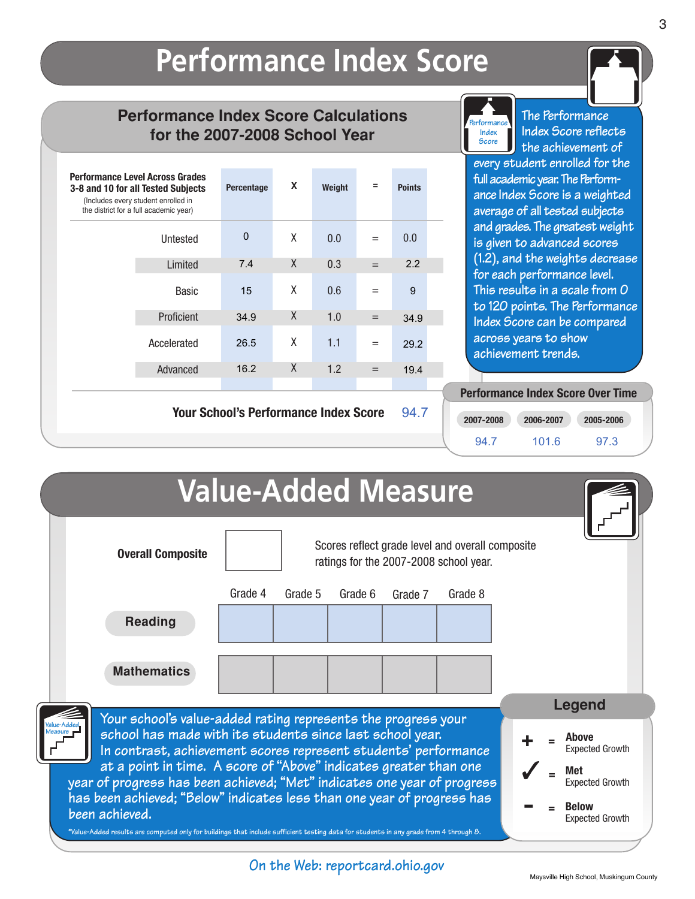# Performance Index Score

## Performance Index Score Calculations for the 2007-2008 School Year

| Performance Level Across Grades 3-8 and 10 for all Tested Subjects (Includes every student enrolled in the district for a full academic year) | Percentage | X | Weight | = | Points |
|---|---|---|---|---|---|
| Untested | 0 | X | 0.0 | = | 0.0 |
| Limited | 7.4 | X | 0.3 | = | 2.2 |
| Basic | 15 | X | 0.6 | = | 9 |
| Proficient | 34.9 | X | 1.0 | = | 34.9 |
| Accelerated | 26.5 | X | 1.1 | = | 29.2 |
| Advanced | 16.2 | X | 1.2 | = | 19.4 |

**Your School's Performance Index Score** 94.7

Performance Index Score

The Performance Index Score reflects the achievement of every student enrolled for the full academic year. The Performance Index Score is a weighted average of all tested subjects and grades. The greatest weight is given to advanced scores (1.2), and the weights decrease for each performance level. This results in a scale from 0 to 120 points. The Performance Index Score can be compared across years to show achievement trends.

### Performance Index Score Over Time

| 2007-2008 | 2006-2007 | 2005-2006 |
|---|---|---|
| 94.7 | 101.6 | 97.3 |

# Value-Added Measure

**Overall Composite**

Scores reflect grade level and overall composite ratings for the 2007-2008 school year.

| | Grade 4 | Grade 5 | Grade 6 | Grade 7 | Grade 8 |
|---|---|---|---|---|---|
| **Reading** | | | | | |
| **Mathematics** | | | | | |

Value-Added Measure

Your school's value-added rating represents the progress your school has made with its students since last school year. In contrast, achievement scores represent students' performance at a point in time. A score of "Above" indicates greater than one year of progress has been achieved; "Met" indicates one year of progress has been achieved; "Below" indicates less than one year of progress has been achieved.

*Value-Added results are computed only for buildings that include sufficient testing data for students in any grade from 4 through 8.

### Legend

- **+** = **Above** Expected Growth
- **✓** = **Met** Expected Growth
- **-** = **Below** Expected Growth

On the Web: reportcard.ohio.gov

Maysville High School, Muskingum County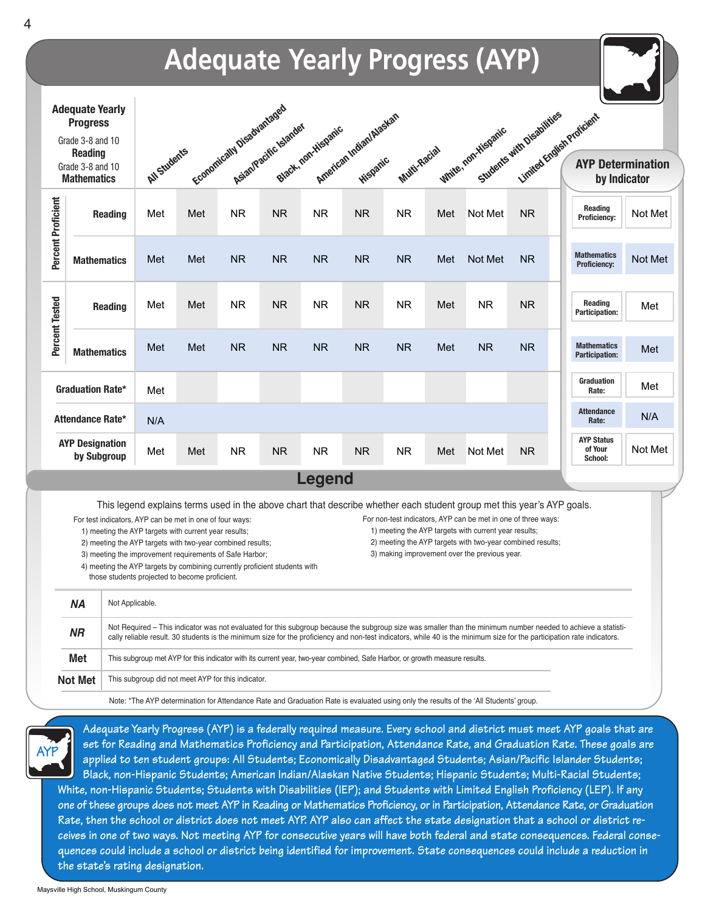# Adequate Yearly Progress (AYP)

| Adequate Yearly Progress<br>Grade 3-8 and 10 **Reading**<br>Grade 3-8 and 10 **Mathematics** | | All Students | Economically Disadvantaged | Asian/Pacific Islander | Black, non-Hispanic | American Indian/Alaskan | Hispanic | Multi-Racial | White, non-Hispanic | Students with Disabilities | Limited English Proficient |
|---|---|---|---|---|---|---|---|---|---|---|---|
| Percent Proficient | Reading | Met | Met | NR | NR | NR | NR | NR | Met | Not Met | NR |
| | Mathematics | Met | Met | NR | NR | NR | NR | NR | Met | Not Met | NR |
| Percent Tested | Reading | Met | Met | NR | NR | NR | NR | NR | Met | NR | NR |
| | Mathematics | Met | Met | NR | NR | NR | NR | NR | Met | NR | NR |
| Graduation Rate* | | Met | | | | | | | | | |
| Attendance Rate* | | N/A | | | | | | | | | |
| AYP Designation by Subgroup | | Met | Met | NR | NR | NR | NR | NR | Met | Not Met | NR |

| AYP Determination by Indicator | |
|---|---|
| Reading Proficiency: | Not Met |
| Mathematics Proficiency: | Not Met |
| Reading Participation: | Met |
| Mathematics Participation: | Met |
| Graduation Rate: | Met |
| Attendance Rate: | N/A |
| AYP Status of Your School: | Not Met |

## Legend

This legend explains terms used in the above chart that describe whether each student group met this year's AYP goals.

For test indicators, AYP can be met in one of four ways:
1) meeting the AYP targets with current year results;
2) meeting the AYP targets with two-year combined results;
3) meeting the improvement requirements of Safe Harbor;
4) meeting the AYP targets by combining currently proficient students with those students projected to become proficient.

For non-test indicators, AYP can be met in one of three ways:
1) meeting the AYP targets with current year results;
2) meeting the AYP targets with two-year combined results;
3) making improvement over the previous year.

| | |
|---|---|
| *NA* | Not Applicable. |
| *NR* | Not Required – This indicator was not evaluated for this subgroup because the subgroup size was smaller than the minimum number needed to achieve a statistically reliable result. 30 students is the minimum size for the proficiency and non-test indicators, while 40 is the minimum size for the participation rate indicators. |
| **Met** | This subgroup met AYP for this indicator with its current year, two-year combined, Safe Harbor, or growth measure results. |
| **Not Met** | This subgroup did not meet AYP for this indicator. |

Note: *The AYP determination for Attendance Rate and Graduation Rate is evaluated using only the results of the 'All Students' group.

**Adequate Yearly Progress (AYP) is a federally required measure. Every school and district must meet AYP goals that are set for Reading and Mathematics Proficiency and Participation, Attendance Rate, and Graduation Rate. These goals are applied to ten student groups: All Students; Economically Disadvantaged Students; Asian/Pacific Islander Students; Black, non-Hispanic Students; American Indian/Alaskan Native Students; Hispanic Students; Multi-Racial Students; White, non-Hispanic Students; Students with Disabilities (IEP); and Students with Limited English Proficiency (LEP). If any one of these groups does not meet AYP in Reading or Mathematics Proficiency, or in Participation, Attendance Rate, or Graduation Rate, then the school or district does not meet AYP. AYP also can affect the state designation that a school or district receives in one of two ways. Not meeting AYP for consecutive years will have both federal and state consequences. Federal consequences could include a school or district being identified for improvement. State consequences could include a reduction in the state's rating designation.**

Maysville High School, Muskingum County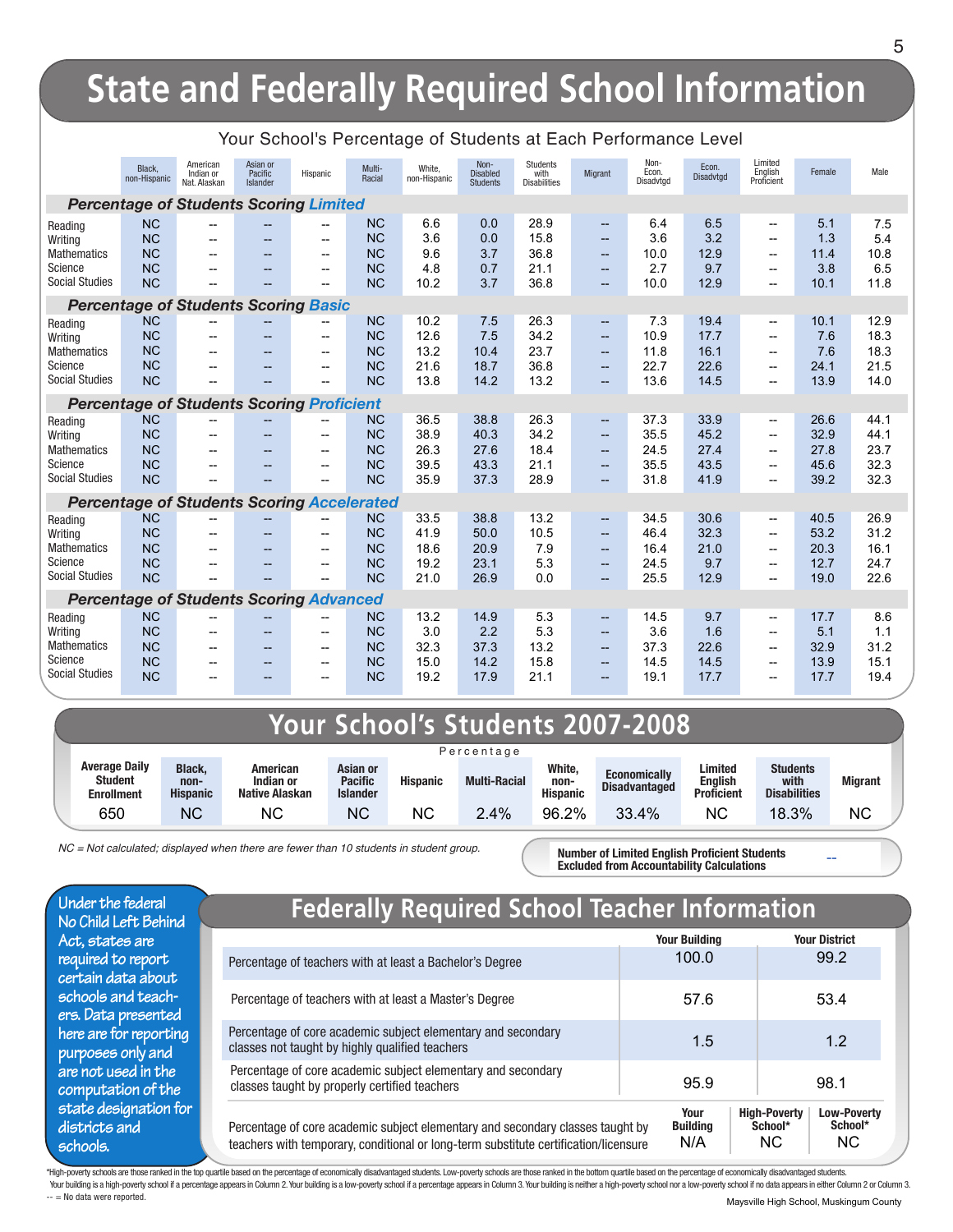# State and Federally Required School Information

### Your School's Percentage of Students at Each Performance Level

| | Black, non-Hispanic | American Indian or Nat. Alaskan | Asian or Pacific Islander | Hispanic | Multi-Racial | White, non-Hispanic | Non-Disabled Students | Students with Disabilities | Migrant | Non-Econ. Disadvtgd | Econ. Disadvtgd | Limited English Proficient | Female | Male |
|---|---|---|---|---|---|---|---|---|---|---|---|---|---|---|
| **Percentage of Students Scoring *Limited*** | | | | | | | | | | | | | | |
| Reading | NC | -- | -- | -- | NC | 6.6 | 0.0 | 28.9 | -- | 6.4 | 6.5 | -- | 5.1 | 7.5 |
| Writing | NC | -- | -- | -- | NC | 3.6 | 0.0 | 15.8 | -- | 3.6 | 3.2 | -- | 1.3 | 5.4 |
| Mathematics | NC | -- | -- | -- | NC | 9.6 | 3.7 | 36.8 | -- | 10.0 | 12.9 | -- | 11.4 | 10.8 |
| Science | NC | -- | -- | -- | NC | 4.8 | 0.7 | 21.1 | -- | 2.7 | 9.7 | -- | 3.8 | 6.5 |
| Social Studies | NC | -- | -- | -- | NC | 10.2 | 3.7 | 36.8 | -- | 10.0 | 12.9 | -- | 10.1 | 11.8 |
| **Percentage of Students Scoring *Basic*** | | | | | | | | | | | | | | |
| Reading | NC | -- | -- | -- | NC | 10.2 | 7.5 | 26.3 | -- | 7.3 | 19.4 | -- | 10.1 | 12.9 |
| Writing | NC | -- | -- | -- | NC | 12.6 | 7.5 | 34.2 | -- | 10.9 | 17.7 | -- | 7.6 | 18.3 |
| Mathematics | NC | -- | -- | -- | NC | 13.2 | 10.4 | 23.7 | -- | 11.8 | 16.1 | -- | 7.6 | 18.3 |
| Science | NC | -- | -- | -- | NC | 21.6 | 18.7 | 36.8 | -- | 22.7 | 22.6 | -- | 24.1 | 21.5 |
| Social Studies | NC | -- | -- | -- | NC | 13.8 | 14.2 | 13.2 | -- | 13.6 | 14.5 | -- | 13.9 | 14.0 |
| **Percentage of Students Scoring *Proficient*** | | | | | | | | | | | | | | |
| Reading | NC | -- | -- | -- | NC | 36.5 | 38.8 | 26.3 | -- | 37.3 | 33.9 | -- | 26.6 | 44.1 |
| Writing | NC | -- | -- | -- | NC | 38.9 | 40.3 | 34.2 | -- | 35.5 | 45.2 | -- | 32.9 | 44.1 |
| Mathematics | NC | -- | -- | -- | NC | 26.3 | 27.6 | 18.4 | -- | 24.5 | 27.4 | -- | 27.8 | 23.7 |
| Science | NC | -- | -- | -- | NC | 39.5 | 43.3 | 21.1 | -- | 35.5 | 43.5 | -- | 45.6 | 32.3 |
| Social Studies | NC | -- | -- | -- | NC | 35.9 | 37.3 | 28.9 | -- | 31.8 | 41.9 | -- | 39.2 | 32.3 |
| **Percentage of Students Scoring *Accelerated*** | | | | | | | | | | | | | | |
| Reading | NC | -- | -- | -- | NC | 33.5 | 38.8 | 13.2 | -- | 34.5 | 30.6 | -- | 40.5 | 26.9 |
| Writing | NC | -- | -- | -- | NC | 41.9 | 50.0 | 10.5 | -- | 46.4 | 32.3 | -- | 53.2 | 31.2 |
| Mathematics | NC | -- | -- | -- | NC | 18.6 | 20.9 | 7.9 | -- | 16.4 | 21.0 | -- | 20.3 | 16.1 |
| Science | NC | -- | -- | -- | NC | 19.2 | 23.1 | 5.3 | -- | 24.5 | 9.7 | -- | 12.7 | 24.7 |
| Social Studies | NC | -- | -- | -- | NC | 21.0 | 26.9 | 0.0 | -- | 25.5 | 12.9 | -- | 19.0 | 22.6 |
| **Percentage of Students Scoring *Advanced*** | | | | | | | | | | | | | | |
| Reading | NC | -- | -- | -- | NC | 13.2 | 14.9 | 5.3 | -- | 14.5 | 9.7 | -- | 17.7 | 8.6 |
| Writing | NC | -- | -- | -- | NC | 3.0 | 2.2 | 5.3 | -- | 3.6 | 1.6 | -- | 5.1 | 1.1 |
| Mathematics | NC | -- | -- | -- | NC | 32.3 | 37.3 | 13.2 | -- | 37.3 | 22.6 | -- | 32.9 | 31.2 |
| Science | NC | -- | -- | -- | NC | 15.0 | 14.2 | 15.8 | -- | 14.5 | 14.5 | -- | 13.9 | 15.1 |
| Social Studies | NC | -- | -- | -- | NC | 19.2 | 17.9 | 21.1 | -- | 19.1 | 17.7 | -- | 17.7 | 19.4 |

## Your School's Students 2007-2008

| Average Daily Student Enrollment | Black, non-Hispanic | American Indian or Native Alaskan | Asian or Pacific Islander | Hispanic | Multi-Racial | White, non-Hispanic | Economically Disadvantaged | Limited English Proficient | Students with Disabilities | Migrant |
|---|---|---|---|---|---|---|---|---|---|---|
| | Percentage | | | | | | | | | |
| 650 | NC | NC | NC | NC | 2.4% | 96.2% | 33.4% | NC | 18.3% | NC |

*NC = Not calculated; displayed when there are fewer than 10 students in student group.*

| Number of Limited English Proficient Students Excluded from Accountability Calculations | -- |
|---|---|

Under the federal No Child Left Behind Act, states are required to report certain data about schools and teachers. Data presented here are for reporting purposes only and are not used in the computation of the state designation for districts and schools.

## Federally Required School Teacher Information

| | Your Building | Your District |
|---|---|---|
| Percentage of teachers with at least a Bachelor's Degree | 100.0 | 99.2 |
| Percentage of teachers with at least a Master's Degree | 57.6 | 53.4 |
| Percentage of core academic subject elementary and secondary classes not taught by highly qualified teachers | 1.5 | 1.2 |
| Percentage of core academic subject elementary and secondary classes taught by properly certified teachers | 95.9 | 98.1 |

| | Your Building | High-Poverty School* | Low-Poverty School* |
|---|---|---|---|
| Percentage of core academic subject elementary and secondary classes taught by teachers with temporary, conditional or long-term substitute certification/licensure | N/A | NC | NC |

*High-poverty schools are those ranked in the top quartile based on the percentage of economically disadvantaged students. Low-poverty schools are those ranked in the bottom quartile based on the percentage of economically disadvantaged students. Your building is a high-poverty school if a percentage appears in Column 2. Your building is a low-poverty school if a percentage appears in Column 3. Your building is neither a high-poverty school nor a low-poverty school if no data appears in either Column 2 or Column 3.

-- = No data were reported.

Maysville High School, Muskingum County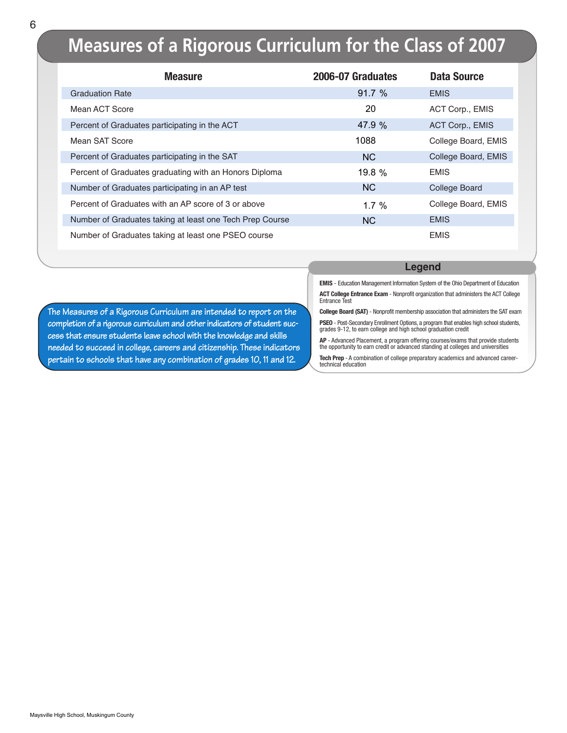# Measures of a Rigorous Curriculum for the Class of 2007

| Measure | 2006-07 Graduates | Data Source |
|---|---|---|
| Graduation Rate | 91.7 % | EMIS |
| Mean ACT Score | 20 | ACT Corp., EMIS |
| Percent of Graduates participating in the ACT | 47.9 % | ACT Corp., EMIS |
| Mean SAT Score | 1088 | College Board, EMIS |
| Percent of Graduates participating in the SAT | NC | College Board, EMIS |
| Percent of Graduates graduating with an Honors Diploma | 19.8 % | EMIS |
| Number of Graduates participating in an AP test | NC | College Board |
| Percent of Graduates with an AP score of 3 or above | 1.7 % | College Board, EMIS |
| Number of Graduates taking at least one Tech Prep Course | NC | EMIS |
| Number of Graduates taking at least one PSEO course | | EMIS |

The Measures of a Rigorous Curriculum are intended to report on the completion of a rigorous curriculum and other indicators of student success that ensure students leave school with the knowledge and skills needed to succeed in college, careers and citizenship. These indicators pertain to schools that have any combination of grades 10, 11 and 12.

## Legend

**EMIS** - Education Management Information System of the Ohio Department of Education

**ACT College Entrance Exam** - Nonprofit organization that administers the ACT College Entrance Test

**College Board (SAT)** - Nonprofit membership association that administers the SAT exam

**PSEO** - Post-Secondary Enrollment Options, a program that enables high school students, grades 9-12, to earn college and high school graduation credit

**AP** - Advanced Placement, a program offering courses/exams that provide students the opportunity to earn credit or advanced standing at colleges and universities

**Tech Prep** - A combination of college preparatory academics and advanced career-technical education

Maysville High School, Muskingum County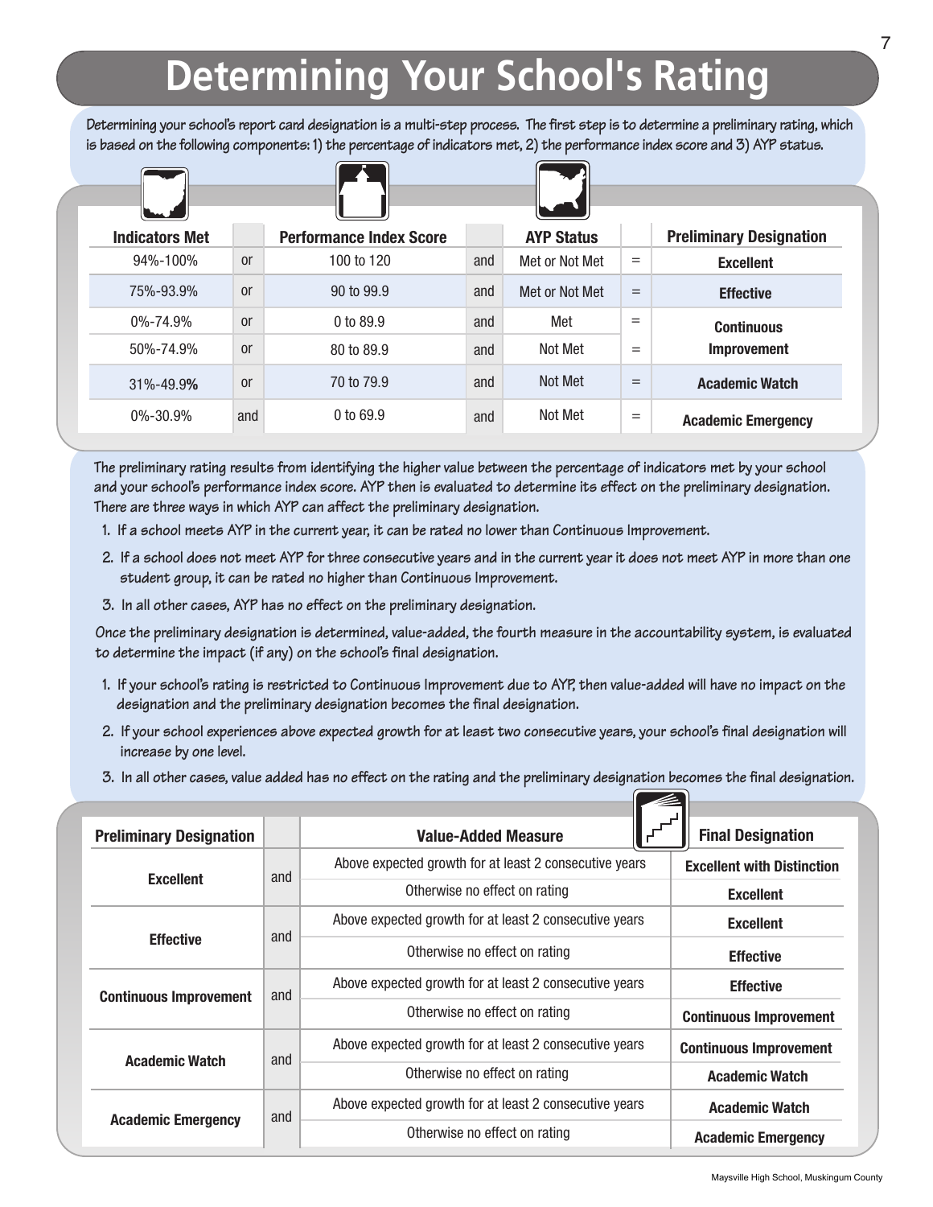# Determining Your School's Rating

Determining your school's report card designation is a multi-step process. The first step is to determine a preliminary rating, which is based on the following components: 1) the percentage of indicators met, 2) the performance index score and 3) AYP status.

| Indicators Met | | Performance Index Score | | AYP Status | | Preliminary Designation |
|---|---|---|---|---|---|---|
| 94%-100% | or | 100 to 120 | and | Met or Not Met | = | **Excellent** |
| 75%-93.9% | or | 90 to 99.9 | and | Met or Not Met | = | **Effective** |
| 0%-74.9% | or | 0 to 89.9 | and | Met | = | **Continuous Improvement** |
| 50%-74.9% | or | 80 to 89.9 | and | Not Met | = | **Continuous Improvement** |
| 31%-49.9% | or | 70 to 79.9 | and | Not Met | = | **Academic Watch** |
| 0%-30.9% | and | 0 to 69.9 | and | Not Met | = | **Academic Emergency** |

The preliminary rating results from identifying the higher value between the percentage of indicators met by your school and your school's performance index score. AYP then is evaluated to determine its effect on the preliminary designation. There are three ways in which AYP can affect the preliminary designation.

1. If a school meets AYP in the current year, it can be rated no lower than Continuous Improvement.
2. If a school does not meet AYP for three consecutive years and in the current year it does not meet AYP in more than one student group, it can be rated no higher than Continuous Improvement.
3. In all other cases, AYP has no effect on the preliminary designation.

Once the preliminary designation is determined, value-added, the fourth measure in the accountability system, is evaluated to determine the impact (if any) on the school's final designation.

1. If your school's rating is restricted to Continuous Improvement due to AYP, then value-added will have no impact on the designation and the preliminary designation becomes the final designation.
2. If your school experiences above expected growth for at least two consecutive years, your school's final designation will increase by one level.
3. In all other cases, value added has no effect on the rating and the preliminary designation becomes the final designation.

| Preliminary Designation | | Value-Added Measure | Final Designation |
|---|---|---|---|
| **Excellent** | and | Above expected growth for at least 2 consecutive years | **Excellent with Distinction** |
| | | Otherwise no effect on rating | **Excellent** |
| **Effective** | and | Above expected growth for at least 2 consecutive years | **Excellent** |
| | | Otherwise no effect on rating | **Effective** |
| **Continuous Improvement** | and | Above expected growth for at least 2 consecutive years | **Effective** |
| | | Otherwise no effect on rating | **Continuous Improvement** |
| **Academic Watch** | and | Above expected growth for at least 2 consecutive years | **Continuous Improvement** |
| | | Otherwise no effect on rating | **Academic Watch** |
| **Academic Emergency** | and | Above expected growth for at least 2 consecutive years | **Academic Watch** |
| | | Otherwise no effect on rating | **Academic Emergency** |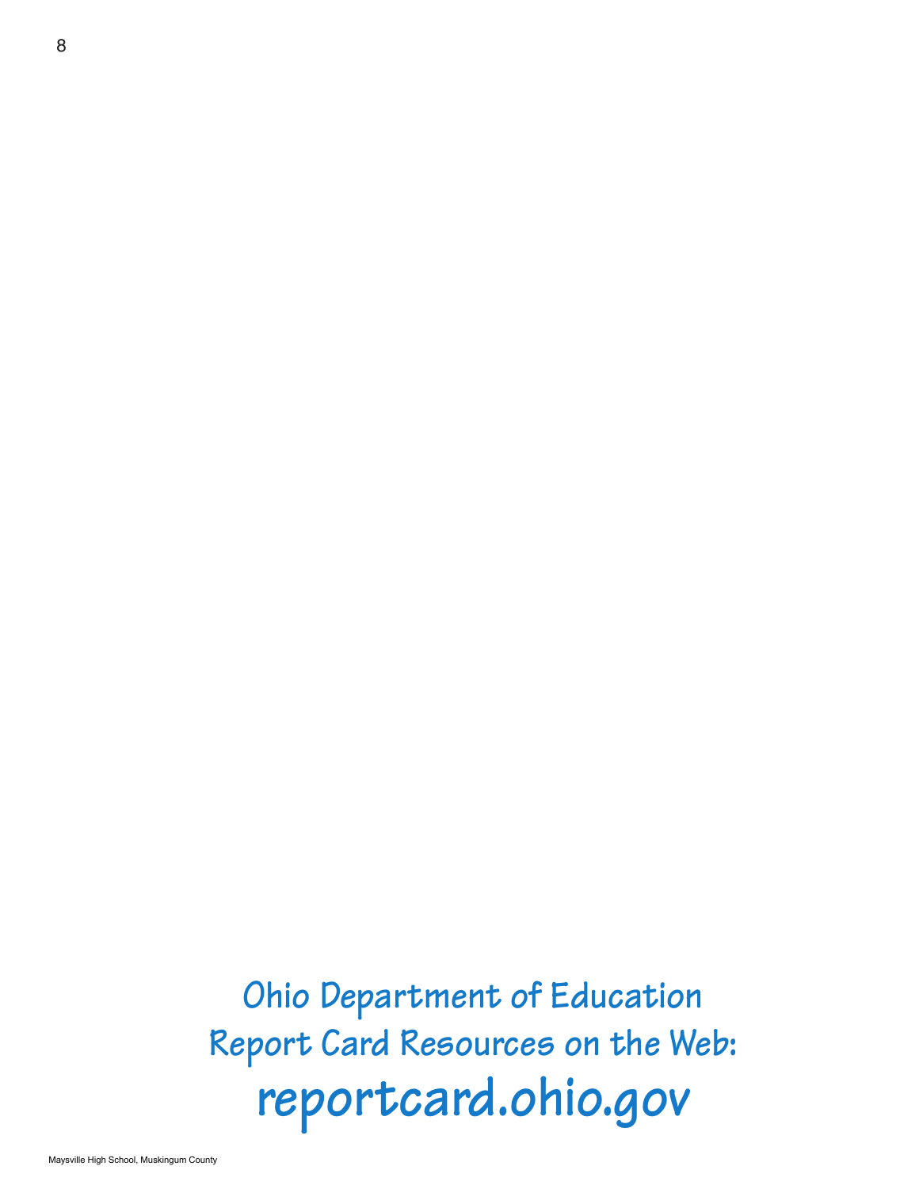**Ohio Department of Education**
**Report Card Resources on the Web:**

# reportcard.ohio.gov